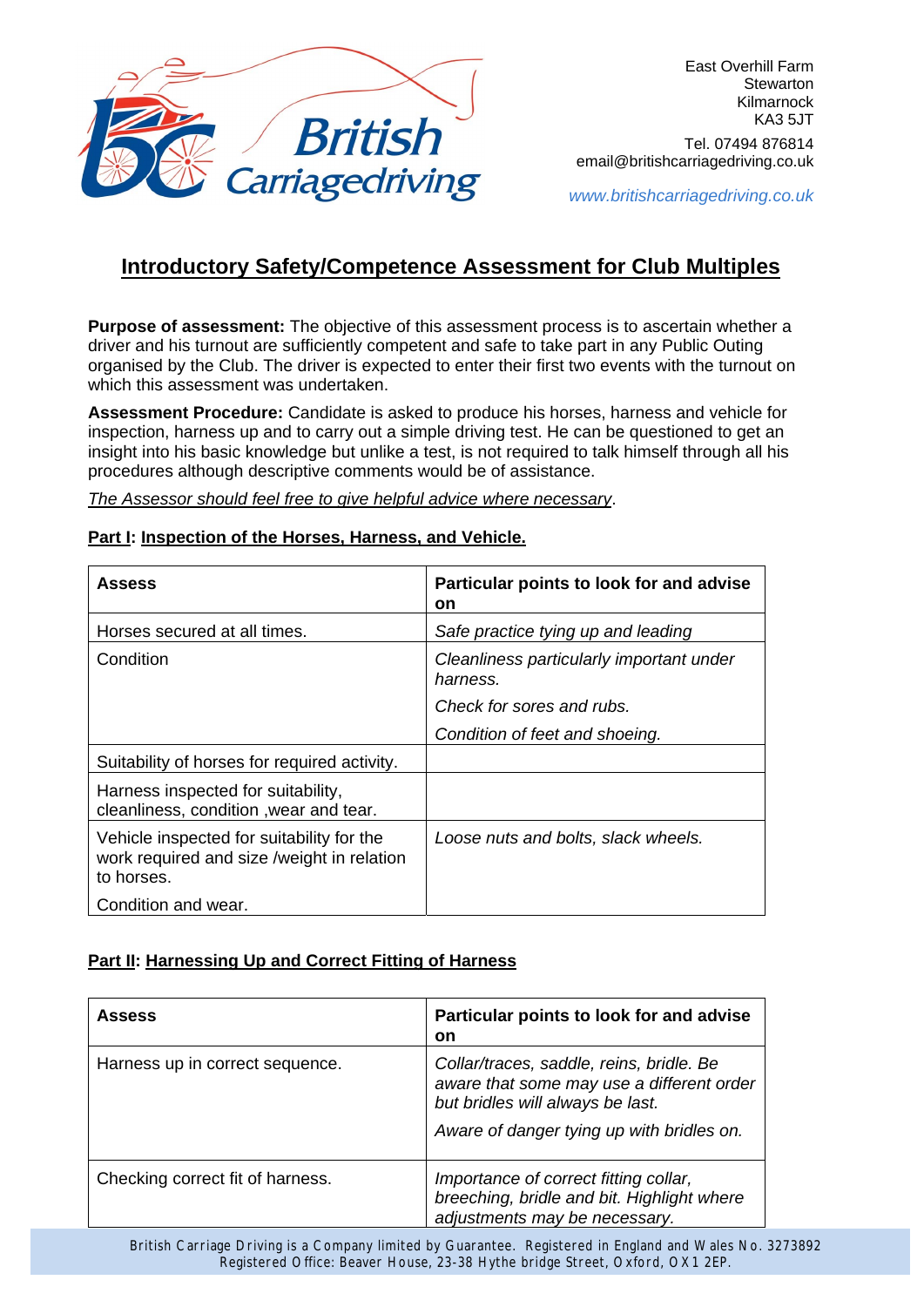East Overhill Farm
Stewarton
Kilmarnock
KA3 5JT

Tel. 07494 876814
email@britishcarriagedriving.co.uk

www.britishcarriagedriving.co.uk

# Introductory Safety/Competence Assessment for Club Multiples

**Purpose of assessment:** The objective of this assessment process is to ascertain whether a driver and his turnout are sufficiently competent and safe to take part in any Public Outing organised by the Club. The driver is expected to enter their first two events with the turnout on which this assessment was undertaken.

**Assessment Procedure:** Candidate is asked to produce his horses, harness and vehicle for inspection, harness up and to carry out a simple driving test. He can be questioned to get an insight into his basic knowledge but unlike a test, is not required to talk himself through all his procedures although descriptive comments would be of assistance.

*The Assessor should feel free to give helpful advice where necessary*.

## Part I: Inspection of the Horses, Harness, and Vehicle.

| Assess | Particular points to look for and advise on |
|---|---|
| Horses secured at all times. | *Safe practice tying up and leading* |
| Condition | *Cleanliness particularly important under harness.*<br>*Check for sores and rubs.*<br>*Condition of feet and shoeing.* |
| Suitability of horses for required activity. | |
| Harness inspected for suitability, cleanliness, condition ,wear and tear. | |
| Vehicle inspected for suitability for the work required and size /weight in relation to horses.<br>Condition and wear. | *Loose nuts and bolts, slack wheels.* |

## Part II: Harnessing Up and Correct Fitting of Harness

| Assess | Particular points to look for and advise on |
|---|---|
| Harness up in correct sequence. | *Collar/traces, saddle, reins, bridle. Be aware that some may use a different order but bridles will always be last.*<br>*Aware of danger tying up with bridles on.* |
| Checking correct fit of harness. | *Importance of correct fitting collar, breeching, bridle and bit. Highlight where adjustments may be necessary.* |

British Carriage Driving is a Company limited by Guarantee. Registered in England and Wales No. 3273892
Registered Office: Beaver House, 23-38 Hythe bridge Street, Oxford, OX1 2EP.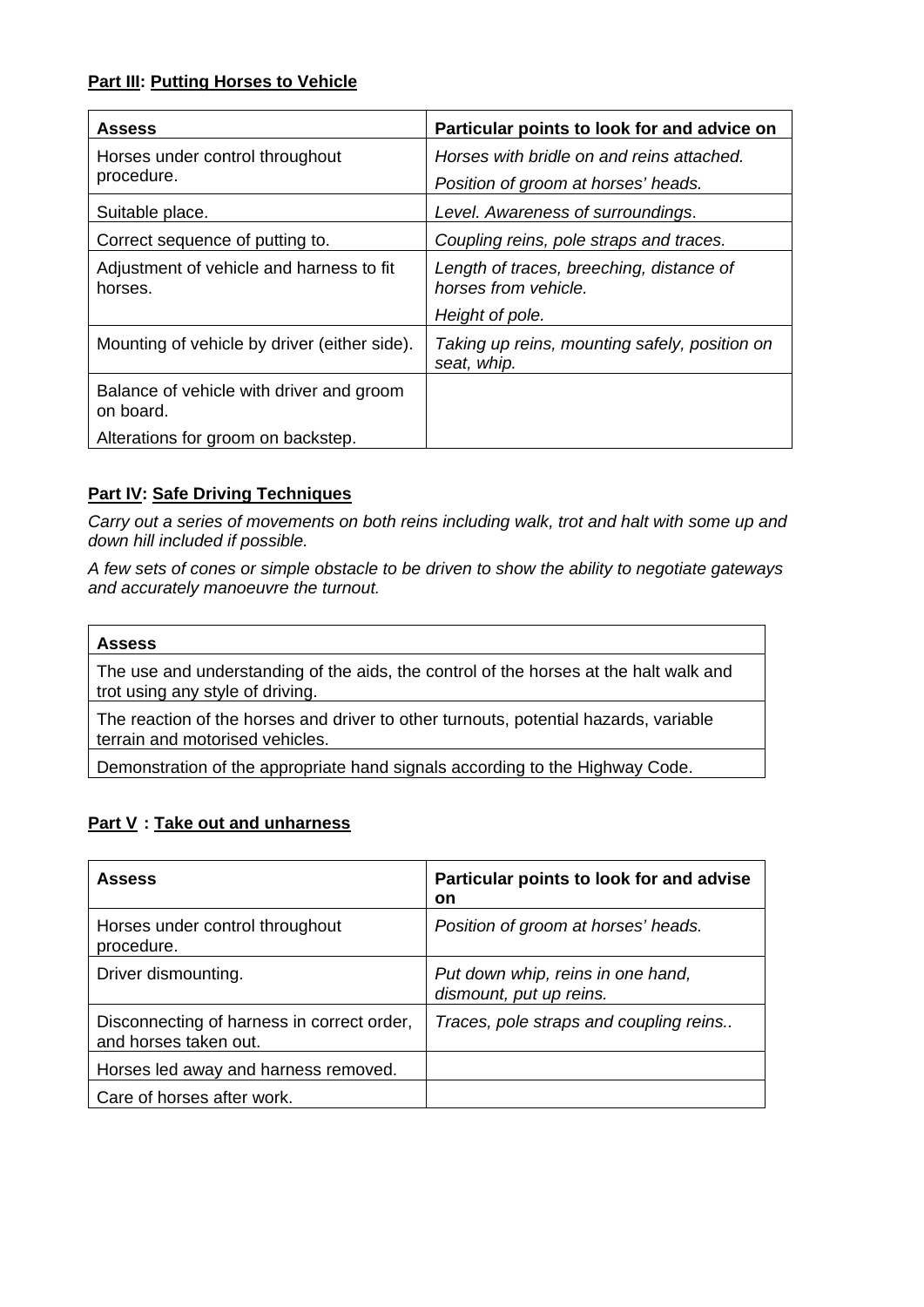**Part III: Putting Horses to Vehicle**

| **Assess** | **Particular points to look for and advice on** |
|---|---|
| Horses under control throughout procedure. | *Horses with bridle on and reins attached.* *Position of groom at horses' heads.* |
| Suitable place. | *Level. Awareness of surroundings*. |
| Correct sequence of putting to. | *Coupling reins, pole straps and traces.* |
| Adjustment of vehicle and harness to fit horses. | *Length of traces, breeching, distance of horses from vehicle.* *Height of pole.* |
| Mounting of vehicle by driver (either side). | *Taking up reins, mounting safely, position on seat, whip.* |
| Balance of vehicle with driver and groom on board. Alterations for groom on backstep. | |

**Part IV: Safe Driving Techniques**

*Carry out a series of movements on both reins including walk, trot and halt with some up and down hill included if possible.*

*A few sets of cones or simple obstacle to be driven to show the ability to negotiate gateways and accurately manoeuvre the turnout.*

| **Assess** |
|---|
| The use and understanding of the aids, the control of the horses at the halt walk and trot using any style of driving. |
| The reaction of the horses and driver to other turnouts, potential hazards, variable terrain and motorised vehicles. |
| Demonstration of the appropriate hand signals according to the Highway Code. |

**Part V : Take out and unharness**

| **Assess** | **Particular points to look for and advise on** |
|---|---|
| Horses under control throughout procedure. | *Position of groom at horses' heads.* |
| Driver dismounting. | *Put down whip, reins in one hand, dismount, put up reins.* |
| Disconnecting of harness in correct order, and horses taken out. | *Traces, pole straps and coupling reins..* |
| Horses led away and harness removed. | |
| Care of horses after work. | |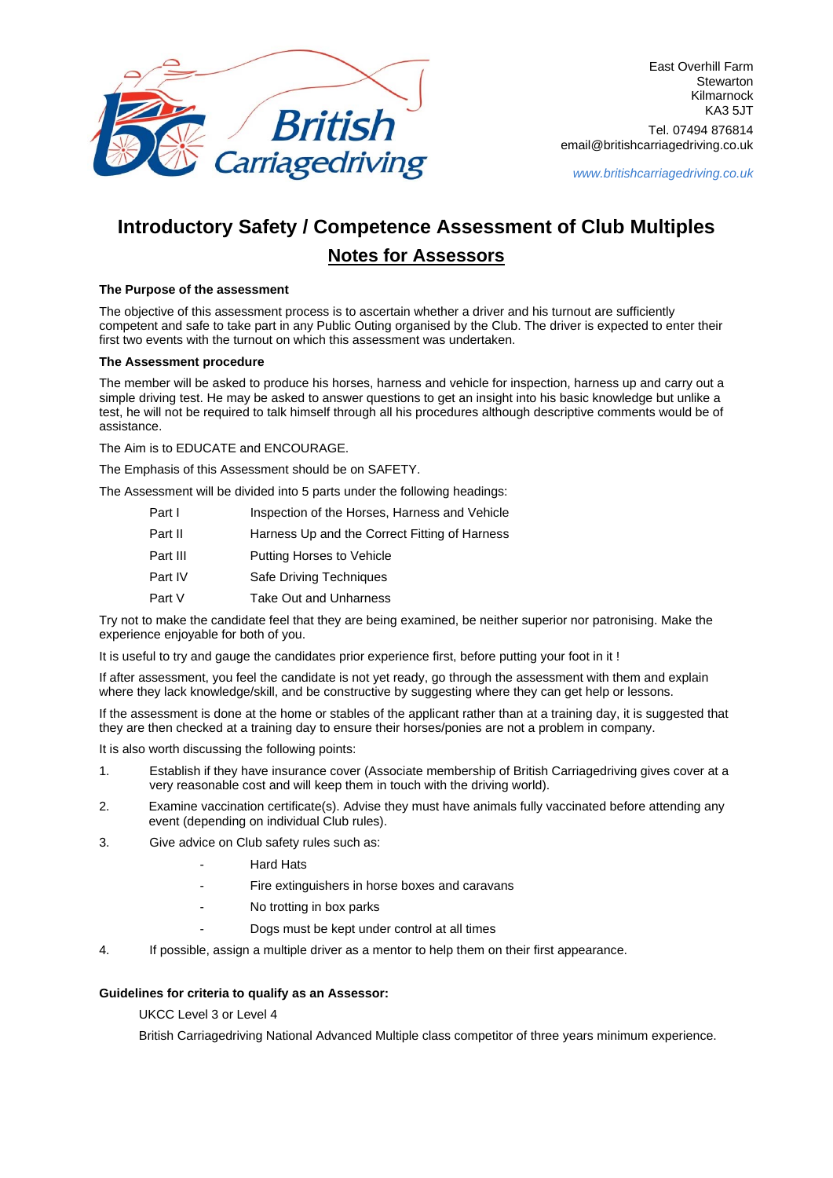East Overhill Farm
Stewarton
Kilmarnock
KA3 5JT

Tel. 07494 876814
email@britishcarriagedriving.co.uk

www.britishcarriagedriving.co.uk

# Introductory Safety / Competence Assessment of Club Multiples

## Notes for Assessors

**The Purpose of the assessment**

The objective of this assessment process is to ascertain whether a driver and his turnout are sufficiently competent and safe to take part in any Public Outing organised by the Club. The driver is expected to enter their first two events with the turnout on which this assessment was undertaken.

**The Assessment procedure**

The member will be asked to produce his horses, harness and vehicle for inspection, harness up and carry out a simple driving test. He may be asked to answer questions to get an insight into his basic knowledge but unlike a test, he will not be required to talk himself through all his procedures although descriptive comments would be of assistance.

The Aim is to EDUCATE and ENCOURAGE.

The Emphasis of this Assessment should be on SAFETY.

The Assessment will be divided into 5 parts under the following headings:

| | |
|---|---|
| Part I | Inspection of the Horses, Harness and Vehicle |
| Part II | Harness Up and the Correct Fitting of Harness |
| Part III | Putting Horses to Vehicle |
| Part IV | Safe Driving Techniques |
| Part V | Take Out and Unharness |

Try not to make the candidate feel that they are being examined, be neither superior nor patronising. Make the experience enjoyable for both of you.

It is useful to try and gauge the candidates prior experience first, before putting your foot in it !

If after assessment, you feel the candidate is not yet ready, go through the assessment with them and explain where they lack knowledge/skill, and be constructive by suggesting where they can get help or lessons.

If the assessment is done at the home or stables of the applicant rather than at a training day, it is suggested that they are then checked at a training day to ensure their horses/ponies are not a problem in company.

It is also worth discussing the following points:

1. Establish if they have insurance cover (Associate membership of British Carriagedriving gives cover at a very reasonable cost and will keep them in touch with the driving world).
2. Examine vaccination certificate(s). Advise they must have animals fully vaccinated before attending any event (depending on individual Club rules).
3. Give advice on Club safety rules such as:
   - Hard Hats
   - Fire extinguishers in horse boxes and caravans
   - No trotting in box parks
   - Dogs must be kept under control at all times
4. If possible, assign a multiple driver as a mentor to help them on their first appearance.

**Guidelines for criteria to qualify as an Assessor:**

UKCC Level 3 or Level 4

British Carriagedriving National Advanced Multiple class competitor of three years minimum experience.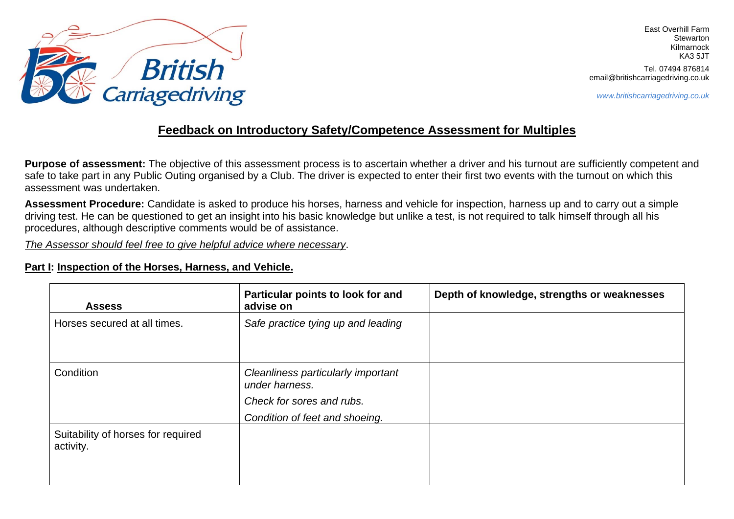East Overhill Farm
Stewarton
Kilmarnock
KA3 5JT

Tel. 07494 876814
email@britishcarriagedriving.co.uk

*www.britishcarriagedriving.co.uk*

## Feedback on Introductory Safety/Competence Assessment for Multiples

**Purpose of assessment:** The objective of this assessment process is to ascertain whether a driver and his turnout are sufficiently competent and safe to take part in any Public Outing organised by a Club. The driver is expected to enter their first two events with the turnout on which this assessment was undertaken.

**Assessment Procedure:** Candidate is asked to produce his horses, harness and vehicle for inspection, harness up and to carry out a simple driving test. He can be questioned to get an insight into his basic knowledge but unlike a test, is not required to talk himself through all his procedures, although descriptive comments would be of assistance.

*The Assessor should feel free to give helpful advice where necessary*.

### Part I: Inspection of the Horses, Harness, and Vehicle.

| Assess | Particular points to look for and advise on | Depth of knowledge, strengths or weaknesses |
|---|---|---|
| Horses secured at all times. | *Safe practice tying up and leading* | |
| Condition | *Cleanliness particularly important under harness.*<br>*Check for sores and rubs.*<br>*Condition of feet and shoeing.* | |
| Suitability of horses for required activity. | | |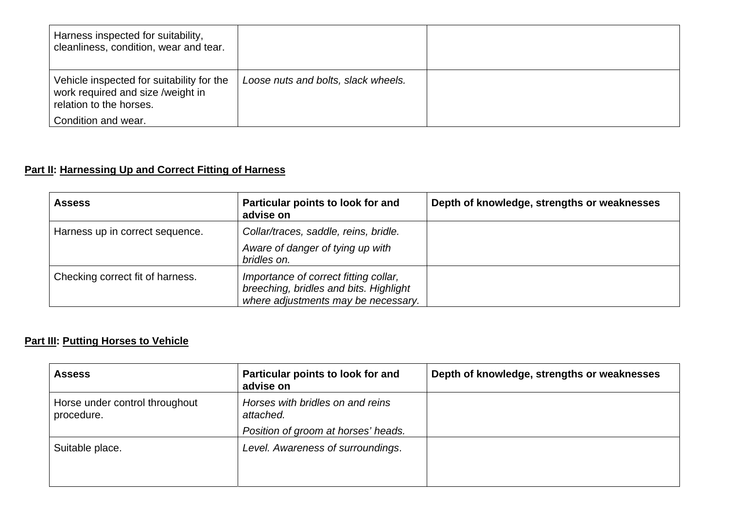| | | |
|---|---|---|
| Harness inspected for suitability, cleanliness, condition, wear and tear. | | |
| Vehicle inspected for suitability for the work required and size /weight in relation to the horses.<br>Condition and wear. | *Loose nuts and bolts, slack wheels.* | |

**Part II**: **Harnessing Up and Correct Fitting of Harness**

| **Assess** | **Particular points to look for and advise on** | **Depth of knowledge, strengths or weaknesses** |
|---|---|---|
| Harness up in correct sequence. | *Collar/traces, saddle, reins, bridle.*<br>*Aware of danger of tying up with bridles on.* | |
| Checking correct fit of harness. | *Importance of correct fitting collar, breeching, bridles and bits. Highlight where adjustments may be necessary.* | |

**Part III**: **Putting Horses to Vehicle**

| **Assess** | **Particular points to look for and advise on** | **Depth of knowledge, strengths or weaknesses** |
|---|---|---|
| Horse under control throughout procedure. | *Horses with bridles on and reins attached.*<br>*Position of groom at horses' heads.* | |
| Suitable place. | *Level. Awareness of surroundings*. | |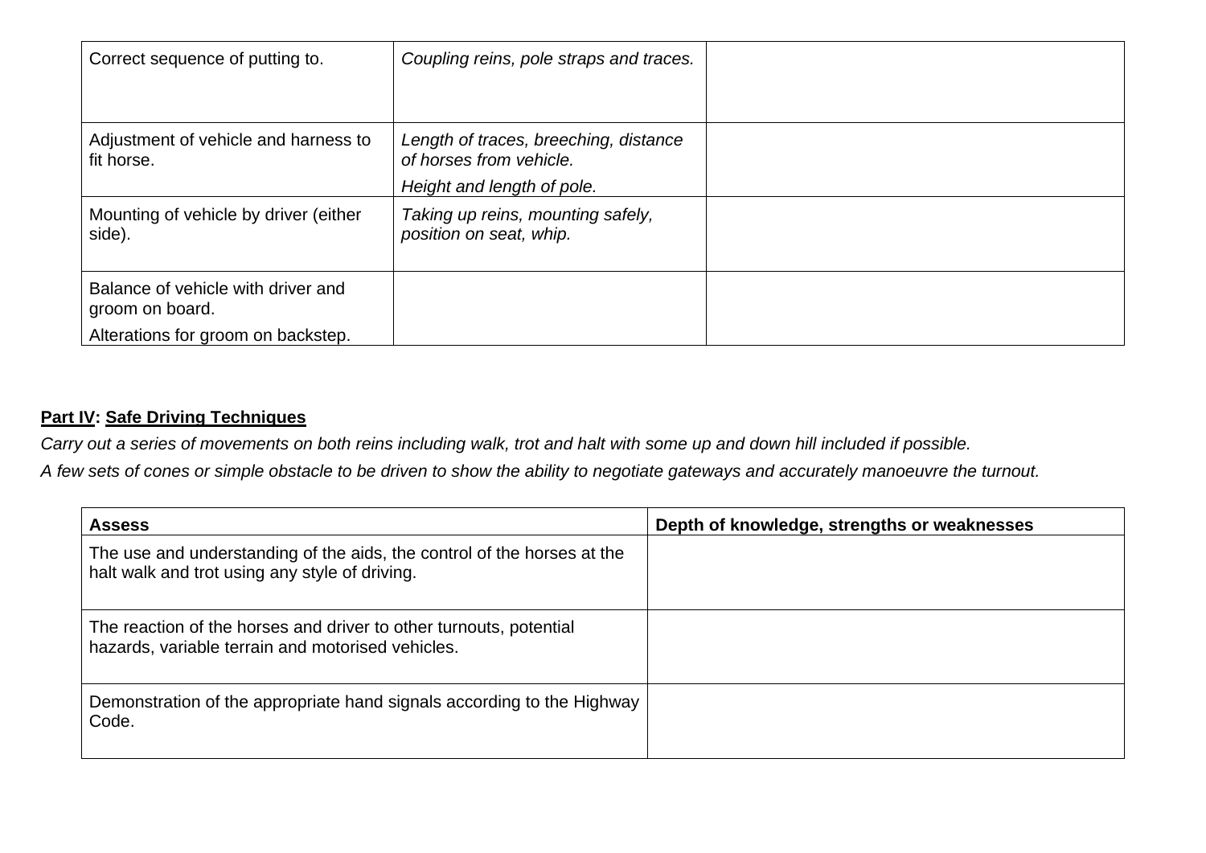| | | |
|---|---|---|
| Correct sequence of putting to. | *Coupling reins, pole straps and traces.* | |
| Adjustment of vehicle and harness to fit horse. | *Length of traces, breeching, distance of horses from vehicle.*<br>*Height and length of pole.* | |
| Mounting of vehicle by driver (either side). | *Taking up reins, mounting safely, position on seat, whip.* | |
| Balance of vehicle with driver and groom on board.<br>Alterations for groom on backstep. | | |

**<u>Part IV</u>: <u>Safe Driving Techniques</u>**

*Carry out a series of movements on both reins including walk, trot and halt with some up and down hill included if possible.*

*A few sets of cones or simple obstacle to be driven to show the ability to negotiate gateways and accurately manoeuvre the turnout.*

| Assess | Depth of knowledge, strengths or weaknesses |
|---|---|
| The use and understanding of the aids, the control of the horses at the halt walk and trot using any style of driving. | |
| The reaction of the horses and driver to other turnouts, potential hazards, variable terrain and motorised vehicles. | |
| Demonstration of the appropriate hand signals according to the Highway Code. | |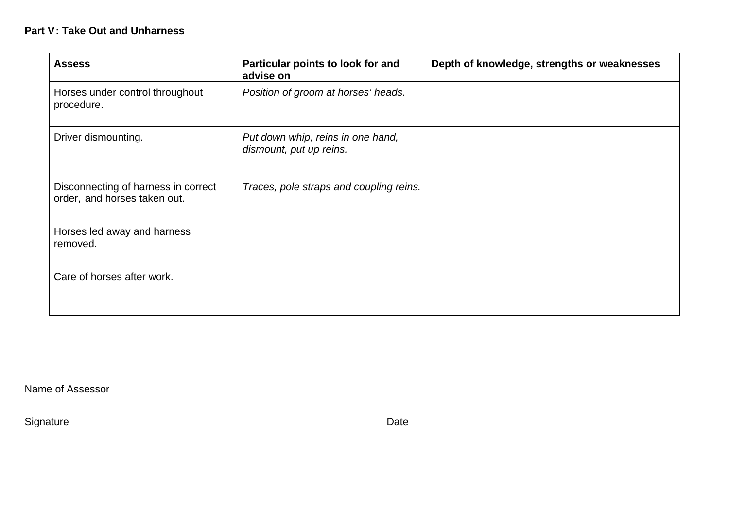**Part V: Take Out and Unharness**

| Assess | Particular points to look for and advise on | Depth of knowledge, strengths or weaknesses |
|---|---|---|
| Horses under control throughout procedure. | *Position of groom at horses' heads.* | |
| Driver dismounting. | *Put down whip, reins in one hand, dismount, put up reins.* | |
| Disconnecting of harness in correct order, and horses taken out. | *Traces, pole straps and coupling reins.* | |
| Horses led away and harness removed. | | |
| Care of horses after work. | | |

Name of Assessor ______________________________

Signature ______________________________ Date ______________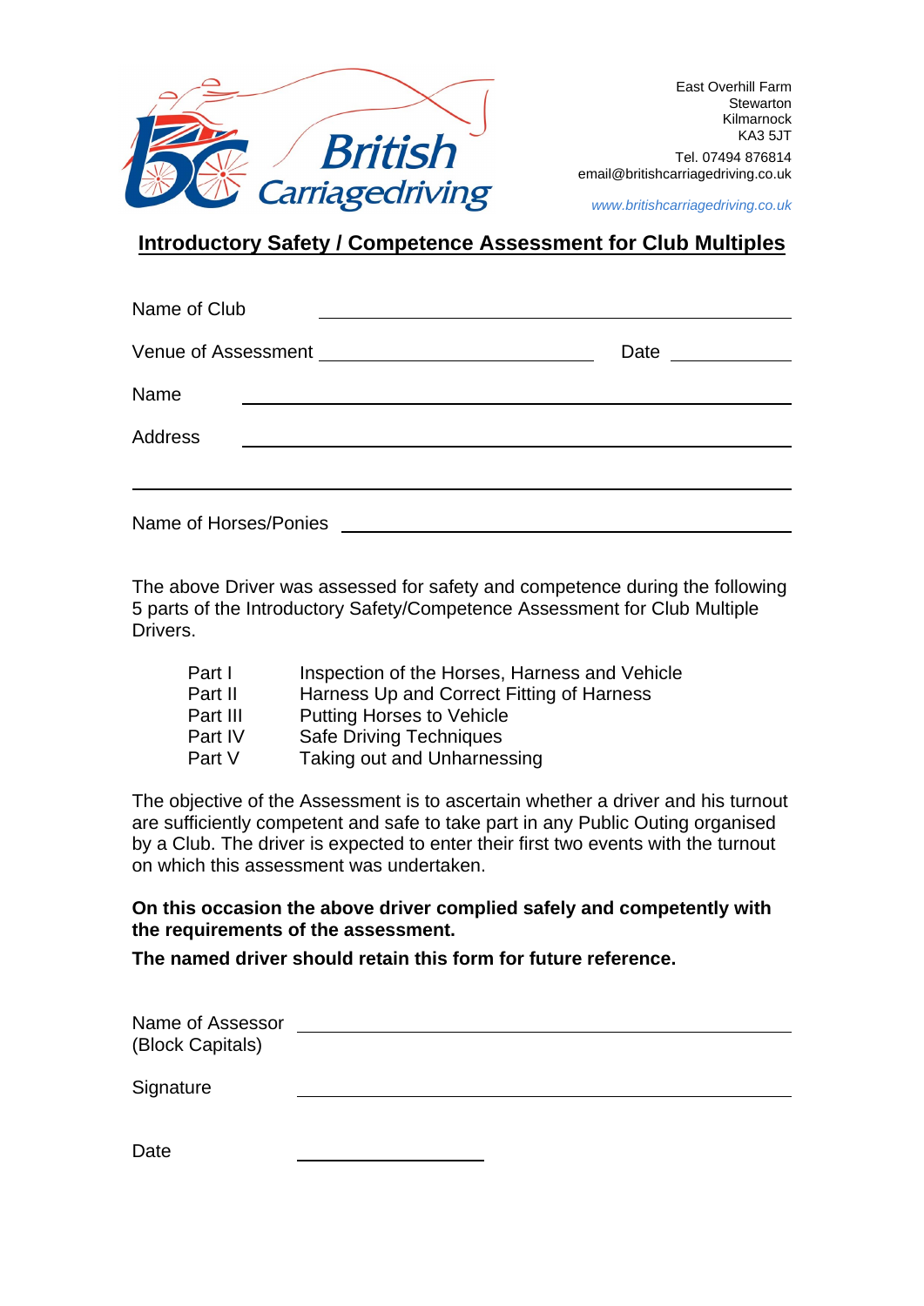East Overhill Farm
Stewarton
Kilmarnock
KA3 5JT

Tel. 07494 876814
email@britishcarriagedriving.co.uk

*www.britishcarriagedriving.co.uk*

## Introductory Safety / Competence Assessment for Club Multiples

Name of Club ____________________

Venue of Assessment ____________________ Date __________

Name ____________________

Address ____________________

____________________

Name of Horses/Ponies ____________________

The above Driver was assessed for safety and competence during the following 5 parts of the Introductory Safety/Competence Assessment for Club Multiple Drivers.

| | |
|---|---|
| Part I | Inspection of the Horses, Harness and Vehicle |
| Part II | Harness Up and Correct Fitting of Harness |
| Part III | Putting Horses to Vehicle |
| Part IV | Safe Driving Techniques |
| Part V | Taking out and Unharnessing |

The objective of the Assessment is to ascertain whether a driver and his turnout are sufficiently competent and safe to take part in any Public Outing organised by a Club. The driver is expected to enter their first two events with the turnout on which this assessment was undertaken.

**On this occasion the above driver complied safely and competently with the requirements of the assessment.**

**The named driver should retain this form for future reference.**

Name of Assessor (Block Capitals) ____________________

Signature ____________________

Date __________